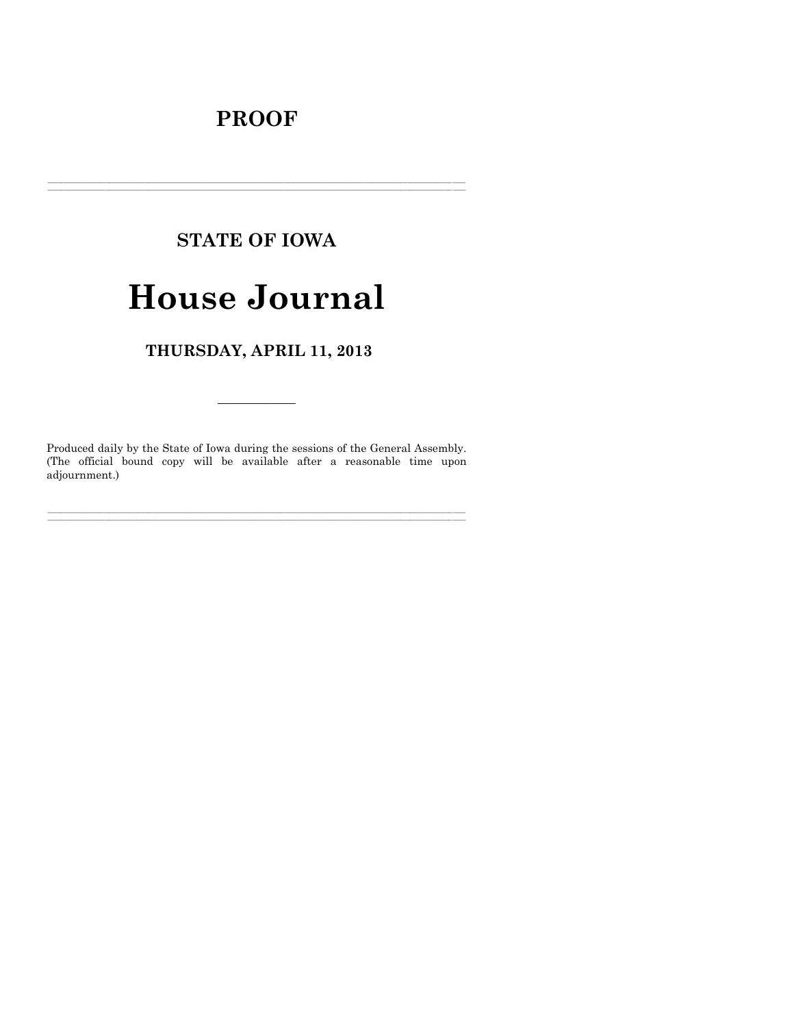# PROOF

---

## STATE OF IOWA

# House Journal

## THURSDAY, APRIL 11, 2013

---

Produced daily by the State of Iowa during the sessions of the General Assembly. (The official bound copy will be available after a reasonable time upon adjournment.)

---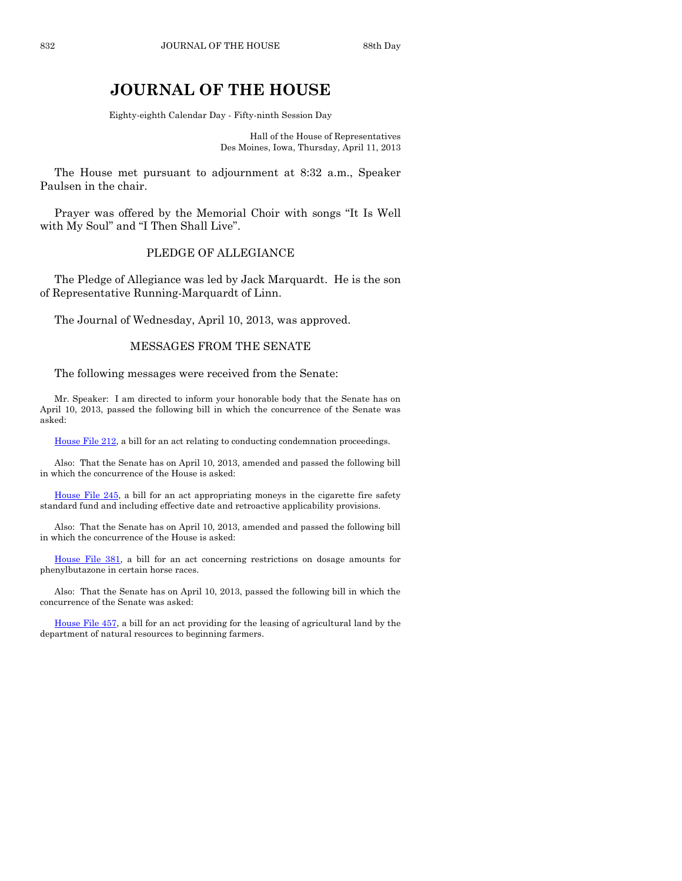# JOURNAL OF THE HOUSE

Eighty-eighth Calendar Day - Fifty-ninth Session Day

Hall of the House of Representatives
Des Moines, Iowa, Thursday, April 11, 2013

The House met pursuant to adjournment at 8:32 a.m., Speaker Paulsen in the chair.

Prayer was offered by the Memorial Choir with songs "It Is Well with My Soul" and "I Then Shall Live".

## PLEDGE OF ALLEGIANCE

The Pledge of Allegiance was led by Jack Marquardt. He is the son of Representative Running-Marquardt of Linn.

The Journal of Wednesday, April 10, 2013, was approved.

## MESSAGES FROM THE SENATE

The following messages were received from the Senate:

Mr. Speaker: I am directed to inform your honorable body that the Senate has on April 10, 2013, passed the following bill in which the concurrence of the Senate was asked:

House File 212, a bill for an act relating to conducting condemnation proceedings.

Also: That the Senate has on April 10, 2013, amended and passed the following bill in which the concurrence of the House is asked:

House File 245, a bill for an act appropriating moneys in the cigarette fire safety standard fund and including effective date and retroactive applicability provisions.

Also: That the Senate has on April 10, 2013, amended and passed the following bill in which the concurrence of the House is asked:

House File 381, a bill for an act concerning restrictions on dosage amounts for phenylbutazone in certain horse races.

Also: That the Senate has on April 10, 2013, passed the following bill in which the concurrence of the Senate was asked:

House File 457, a bill for an act providing for the leasing of agricultural land by the department of natural resources to beginning farmers.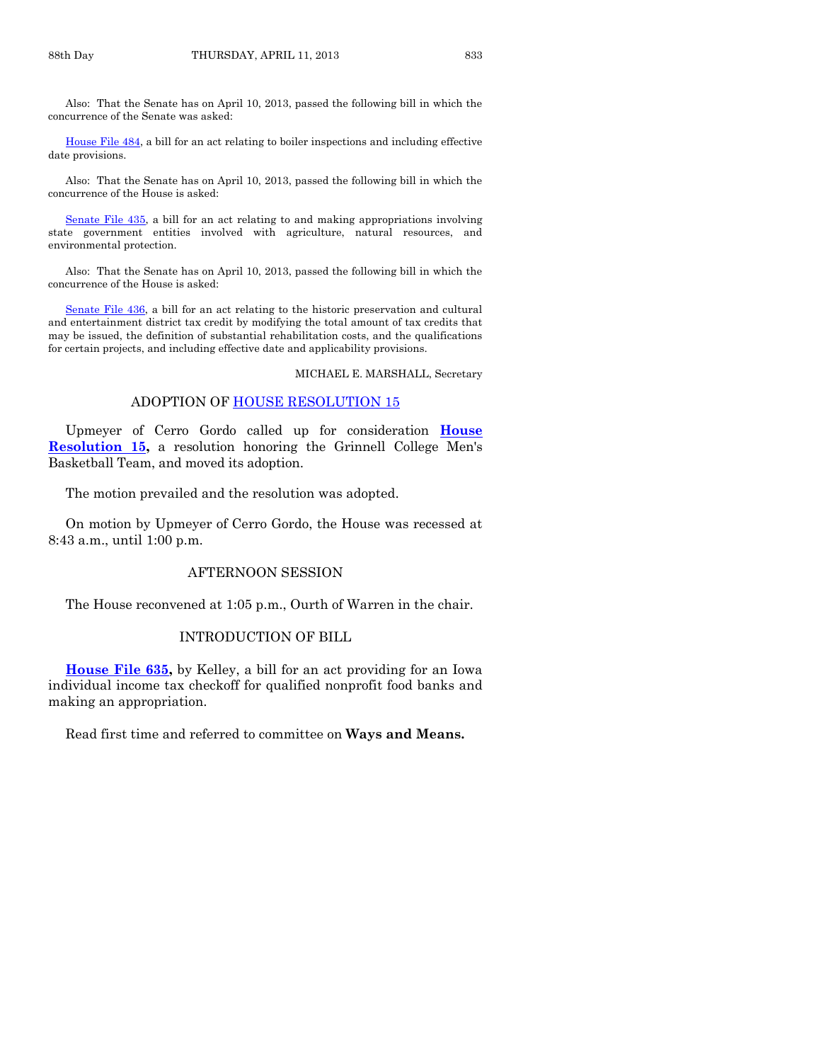Also: That the Senate has on April 10, 2013, passed the following bill in which the concurrence of the Senate was asked:

House File 484, a bill for an act relating to boiler inspections and including effective date provisions.

Also: That the Senate has on April 10, 2013, passed the following bill in which the concurrence of the House is asked:

Senate File 435, a bill for an act relating to and making appropriations involving state government entities involved with agriculture, natural resources, and environmental protection.

Also: That the Senate has on April 10, 2013, passed the following bill in which the concurrence of the House is asked:

Senate File 436, a bill for an act relating to the historic preservation and cultural and entertainment district tax credit by modifying the total amount of tax credits that may be issued, the definition of substantial rehabilitation costs, and the qualifications for certain projects, and including effective date and applicability provisions.

MICHAEL E. MARSHALL, Secretary

## ADOPTION OF HOUSE RESOLUTION 15

Upmeyer of Cerro Gordo called up for consideration **House Resolution 15,** a resolution honoring the Grinnell College Men's Basketball Team, and moved its adoption.

The motion prevailed and the resolution was adopted.

On motion by Upmeyer of Cerro Gordo, the House was recessed at 8:43 a.m., until 1:00 p.m.

## AFTERNOON SESSION

The House reconvened at 1:05 p.m., Ourth of Warren in the chair.

## INTRODUCTION OF BILL

**House File 635,** by Kelley, a bill for an act providing for an Iowa individual income tax checkoff for qualified nonprofit food banks and making an appropriation.

Read first time and referred to committee on **Ways and Means.**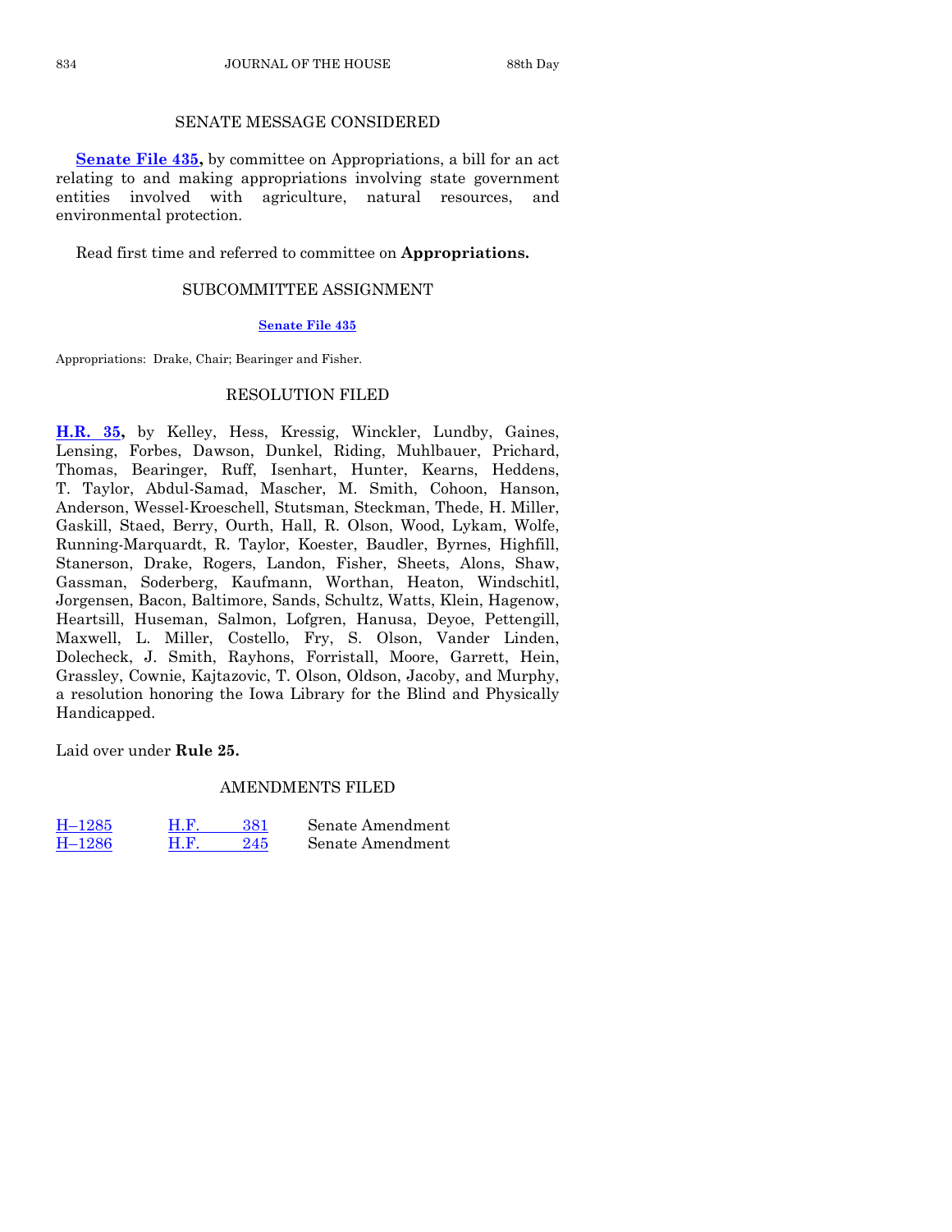## SENATE MESSAGE CONSIDERED

**Senate File 435,** by committee on Appropriations, a bill for an act relating to and making appropriations involving state government entities involved with agriculture, natural resources, and environmental protection.

Read first time and referred to committee on **Appropriations.**

## SUBCOMMITTEE ASSIGNMENT

**Senate File 435**

Appropriations: Drake, Chair; Bearinger and Fisher.

## RESOLUTION FILED

**H.R. 35,** by Kelley, Hess, Kressig, Winckler, Lundby, Gaines, Lensing, Forbes, Dawson, Dunkel, Riding, Muhlbauer, Prichard, Thomas, Bearinger, Ruff, Isenhart, Hunter, Kearns, Heddens, T. Taylor, Abdul-Samad, Mascher, M. Smith, Cohoon, Hanson, Anderson, Wessel-Kroeschell, Stutsman, Steckman, Thede, H. Miller, Gaskill, Staed, Berry, Ourth, Hall, R. Olson, Wood, Lykam, Wolfe, Running-Marquardt, R. Taylor, Koester, Baudler, Byrnes, Highfill, Stanerson, Drake, Rogers, Landon, Fisher, Sheets, Alons, Shaw, Gassman, Soderberg, Kaufmann, Worthan, Heaton, Windschitl, Jorgensen, Bacon, Baltimore, Sands, Schultz, Watts, Klein, Hagenow, Heartsill, Huseman, Salmon, Lofgren, Hanusa, Deyoe, Pettengill, Maxwell, L. Miller, Costello, Fry, S. Olson, Vander Linden, Dolecheck, J. Smith, Rayhons, Forristall, Moore, Garrett, Hein, Grassley, Cownie, Kajtazovic, T. Olson, Oldson, Jacoby, and Murphy, a resolution honoring the Iowa Library for the Blind and Physically Handicapped.

Laid over under **Rule 25.**

## AMENDMENTS FILED

| | | |
|---|---|---|
| H–1285 | H.F. 381 | Senate Amendment |
| H–1286 | H.F. 245 | Senate Amendment |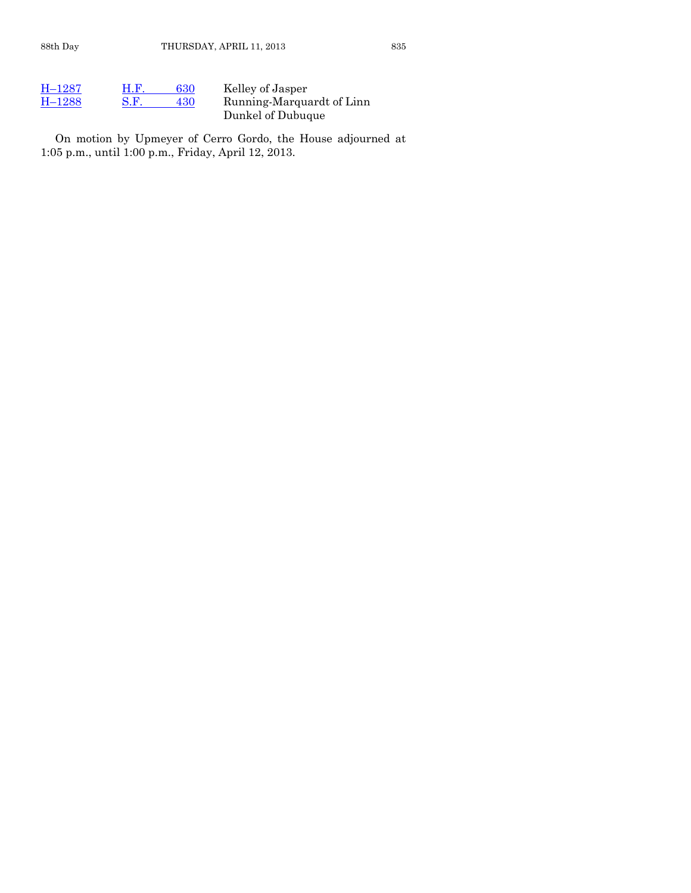| | | |
|---|---|---|
| H–1287 | H.F. 630 | Kelley of Jasper |
| H–1288 | S.F. 430 | Running-Marquardt of Linn<br>Dunkel of Dubuque |

On motion by Upmeyer of Cerro Gordo, the House adjourned at 1:05 p.m., until 1:00 p.m., Friday, April 12, 2013.